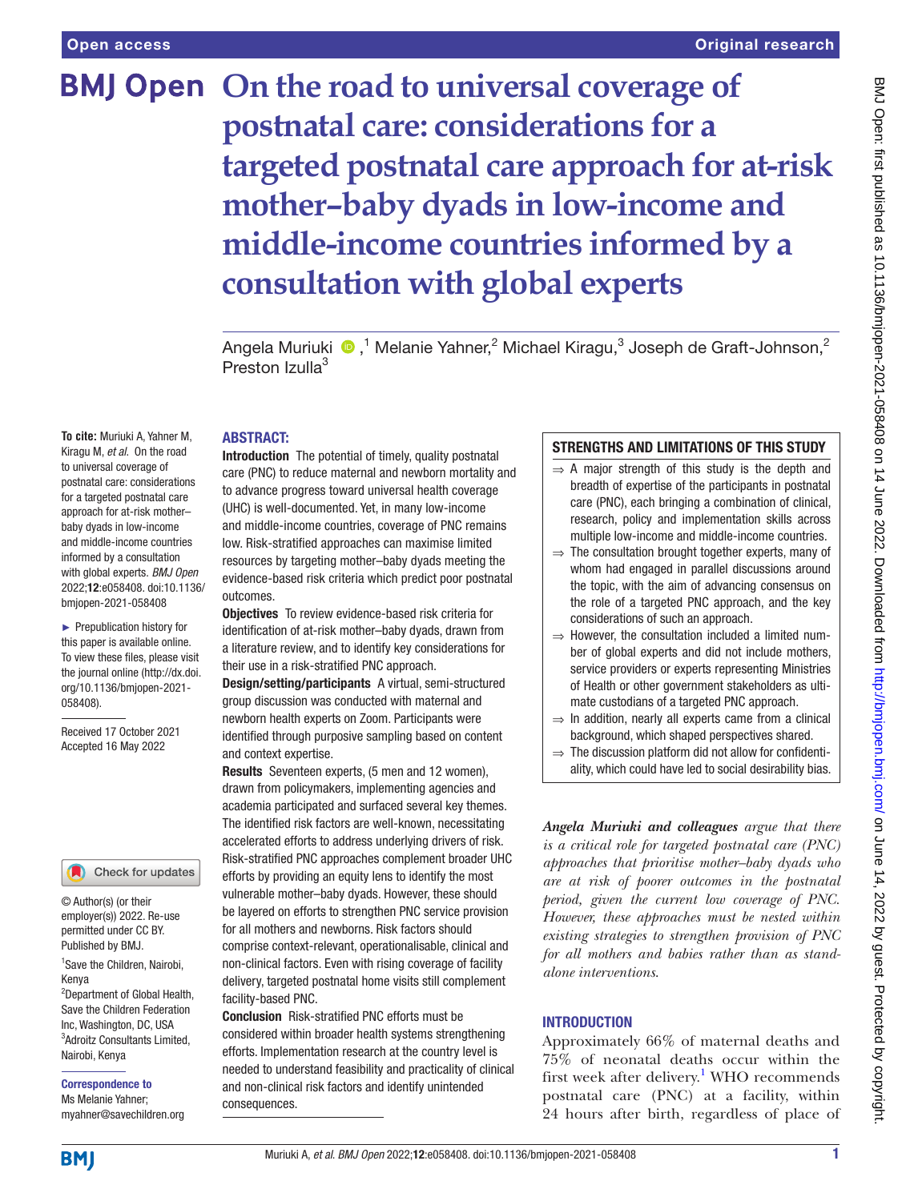# On the road to universal coverage of postnatal care: considerations for a targeted postnatal care approach for at-risk mother–baby dyads in low-income and middle-income countries informed by a consultation with global experts

Angela Muriuki,[1] Melanie Yahner,[2] Michael Kiragu,[3] Joseph de Graft-Johnson,[2] Preston Izulla[3]

**To cite:** Muriuki A, Yahner M, Kiragu M, *et al*. On the road to universal coverage of postnatal care: considerations for a targeted postnatal care approach for at-risk mother–baby dyads in low-income and middle-income countries informed by a consultation with global experts. *BMJ Open* 2022;**12**:e058408. doi:10.1136/bmjopen-2021-058408

► Prepublication history for this paper is available online. To view these files, please visit the journal online (http://dx.doi.org/10.1136/bmjopen-2021-058408).

Received 17 October 2021
Accepted 16 May 2022

© Author(s) (or their employer(s)) 2022. Re-use permitted under CC BY. Published by BMJ.

[1]Save the Children, Nairobi, Kenya
[2]Department of Global Health, Save the Children Federation Inc, Washington, DC, USA
[3]Adroitz Consultants Limited, Nairobi, Kenya

**Correspondence to**
Ms Melanie Yahner;
myahner@savechildren.org

## ABSTRACT:

**Introduction** The potential of timely, quality postnatal care (PNC) to reduce maternal and newborn mortality and to advance progress toward universal health coverage (UHC) is well-documented. Yet, in many low-income and middle-income countries, coverage of PNC remains low. Risk-stratified approaches can maximise limited resources by targeting mother–baby dyads meeting the evidence-based risk criteria which predict poor postnatal outcomes.

**Objectives** To review evidence-based risk criteria for identification of at-risk mother–baby dyads, drawn from a literature review, and to identify key considerations for their use in a risk-stratified PNC approach.

**Design/setting/participants** A virtual, semi-structured group discussion was conducted with maternal and newborn health experts on Zoom. Participants were identified through purposive sampling based on content and context expertise.

**Results** Seventeen experts, (5 men and 12 women), drawn from policymakers, implementing agencies and academia participated and surfaced several key themes. The identified risk factors are well-known, necessitating accelerated efforts to address underlying drivers of risk. Risk-stratified PNC approaches complement broader UHC efforts by providing an equity lens to identify the most vulnerable mother–baby dyads. However, these should be layered on efforts to strengthen PNC service provision for all mothers and newborns. Risk factors should comprise context-relevant, operationalisable, clinical and non-clinical factors. Even with rising coverage of facility delivery, targeted postnatal home visits still complement facility-based PNC.

**Conclusion** Risk-stratified PNC efforts must be considered within broader health systems strengthening efforts. Implementation research at the country level is needed to understand feasibility and practicality of clinical and non-clinical risk factors and identify unintended consequences.

### STRENGTHS AND LIMITATIONS OF THIS STUDY

⇒ A major strength of this study is the depth and breadth of expertise of the participants in postnatal care (PNC), each bringing a combination of clinical, research, policy and implementation skills across multiple low-income and middle-income countries.

⇒ The consultation brought together experts, many of whom had engaged in parallel discussions around the topic, with the aim of advancing consensus on the role of a targeted PNC approach, and the key considerations of such an approach.

⇒ However, the consultation included a limited number of global experts and did not include mothers, service providers or experts representing Ministries of Health or other government stakeholders as ultimate custodians of a targeted PNC approach.

⇒ In addition, nearly all experts came from a clinical background, which shaped perspectives shared.

⇒ The discussion platform did not allow for confidentiality, which could have led to social desirability bias.

*Angela Muriuki and colleagues argue that there is a critical role for targeted postnatal care (PNC) approaches that prioritise mother–baby dyads who are at risk of poorer outcomes in the postnatal period, given the current low coverage of PNC. However, these approaches must be nested within existing strategies to strengthen provision of PNC for all mothers and babies rather than as stand-alone interventions.*

## INTRODUCTION

Approximately 66% of maternal deaths and 75% of neonatal deaths occur within the first week after delivery.[1] WHO recommends postnatal care (PNC) at a facility, within 24 hours after birth, regardless of place of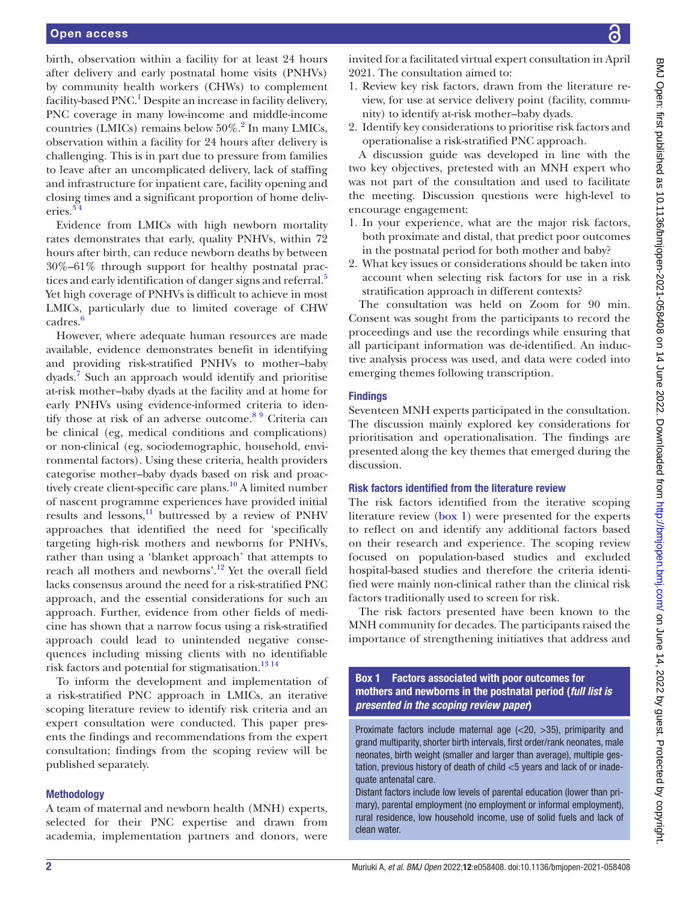birth, observation within a facility for at least 24 hours after delivery and early postnatal home visits (PNHVs) by community health workers (CHWs) to complement facility-based PNC.[1] Despite an increase in facility delivery, PNC coverage in many low-income and middle-income countries (LMICs) remains below 50%.[2] In many LMICs, observation within a facility for 24 hours after delivery is challenging. This is in part due to pressure from families to leave after an uncomplicated delivery, lack of staffing and infrastructure for inpatient care, facility opening and closing times and a significant proportion of home deliveries.[3 4]

Evidence from LMICs with high newborn mortality rates demonstrates that early, quality PNHVs, within 72 hours after birth, can reduce newborn deaths by between 30%–61% through support for healthy postnatal practices and early identification of danger signs and referral.[5] Yet high coverage of PNHVs is difficult to achieve in most LMICs, particularly due to limited coverage of CHW cadres.[6]

However, where adequate human resources are made available, evidence demonstrates benefit in identifying and providing risk-stratified PNHVs to mother–baby dyads.[7] Such an approach would identify and prioritise at-risk mother–baby dyads at the facility and at home for early PNHVs using evidence-informed criteria to identify those at risk of an adverse outcome.[8 9] Criteria can be clinical (eg, medical conditions and complications) or non-clinical (eg, sociodemographic, household, environmental factors). Using these criteria, health providers categorise mother–baby dyads based on risk and proactively create client-specific care plans.[10] A limited number of nascent programme experiences have provided initial results and lessons,[11] buttressed by a review of PNHV approaches that identified the need for 'specifically targeting high-risk mothers and newborns for PNHVs, rather than using a 'blanket approach' that attempts to reach all mothers and newborns'.[12] Yet the overall field lacks consensus around the need for a risk-stratified PNC approach, and the essential considerations for such an approach. Further, evidence from other fields of medicine has shown that a narrow focus using a risk-stratified approach could lead to unintended negative consequences including missing clients with no identifiable risk factors and potential for stigmatisation.[13 14]

To inform the development and implementation of a risk-stratified PNC approach in LMICs, an iterative scoping literature review to identify risk criteria and an expert consultation were conducted. This paper presents the findings and recommendations from the expert consultation; findings from the scoping review will be published separately.

## Methodology

A team of maternal and newborn health (MNH) experts, selected for their PNC expertise and drawn from academia, implementation partners and donors, were invited for a facilitated virtual expert consultation in April 2021. The consultation aimed to:

1. Review key risk factors, drawn from the literature review, for use at service delivery point (facility, community) to identify at-risk mother–baby dyads.
2. Identify key considerations to prioritise risk factors and operationalise a risk-stratified PNC approach.

A discussion guide was developed in line with the two key objectives, pretested with an MNH expert who was not part of the consultation and used to facilitate the meeting. Discussion questions were high-level to encourage engagement:

1. In your experience, what are the major risk factors, both proximate and distal, that predict poor outcomes in the postnatal period for both mother and baby?
2. What key issues or considerations should be taken into account when selecting risk factors for use in a risk stratification approach in different contexts?

The consultation was held on Zoom for 90 min. Consent was sought from the participants to record the proceedings and use the recordings while ensuring that all participant information was de-identified. An inductive analysis process was used, and data were coded into emerging themes following transcription.

## Findings

Seventeen MNH experts participated in the consultation. The discussion mainly explored key considerations for prioritisation and operationalisation. The findings are presented along the key themes that emerged during the discussion.

### Risk factors identified from the literature review

The risk factors identified from the iterative scoping literature review (box 1) were presented for the experts to reflect on and identify any additional factors based on their research and experience. The scoping review focused on population-based studies and excluded hospital-based studies and therefore the criteria identified were mainly non-clinical rather than the clinical risk factors traditionally used to screen for risk.

The risk factors presented have been known to the MNH community for decades. The participants raised the importance of strengthening initiatives that address and

**Box 1 Factors associated with poor outcomes for mothers and newborns in the postnatal period (*full list is presented in the scoping review paper*)**

Proximate factors include maternal age (<20, >35), primiparity and grand multiparity, shorter birth intervals, first order/rank neonates, male neonates, birth weight (smaller and larger than average), multiple gestation, previous history of death of child <5 years and lack of or inadequate antenatal care.

Distant factors include low levels of parental education (lower than primary), parental employment (no employment or informal employment), rural residence, low household income, use of solid fuels and lack of clean water.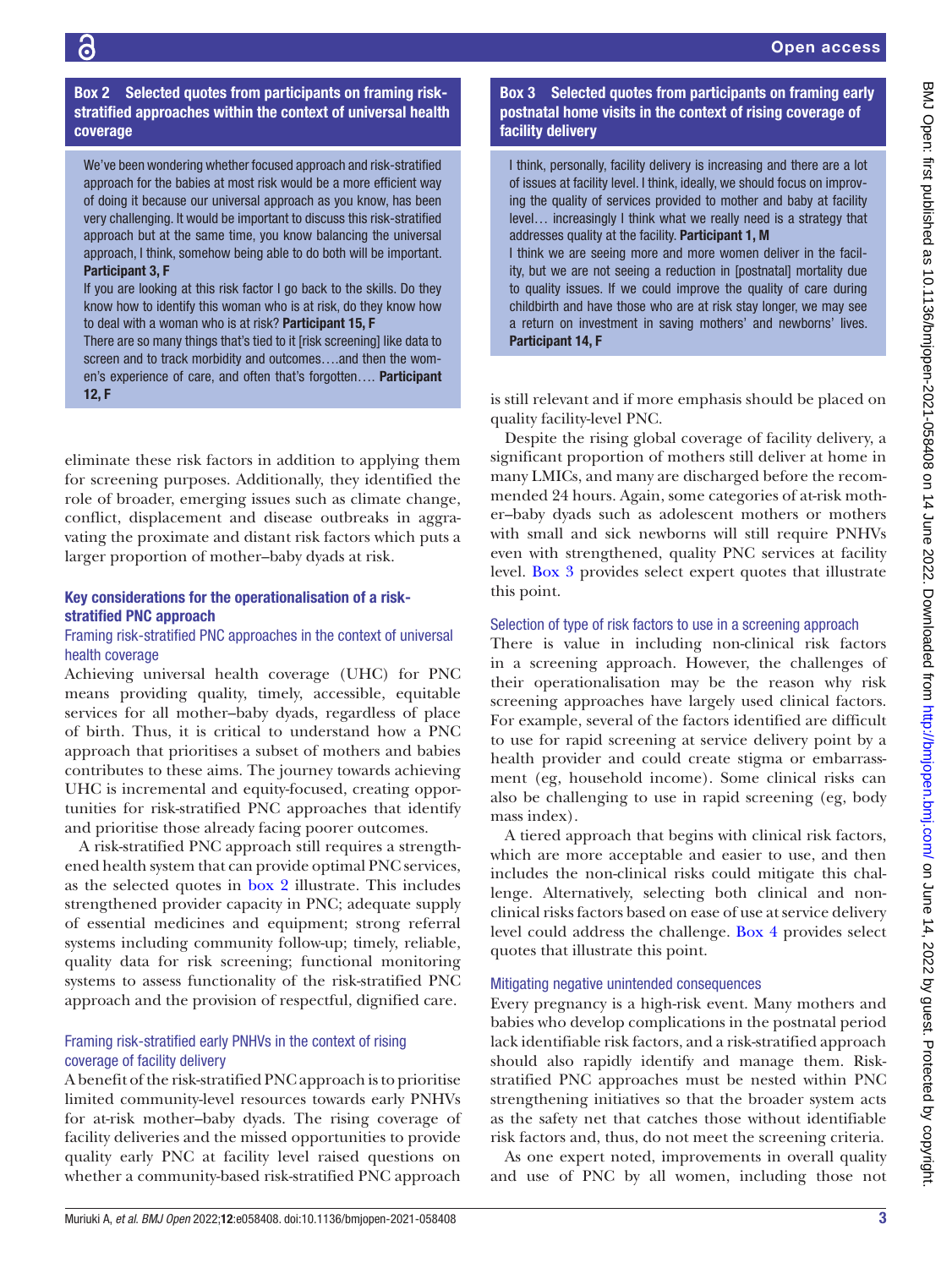**Box 2 Selected quotes from participants on framing risk-stratified approaches within the context of universal health coverage**

We've been wondering whether focused approach and risk-stratified approach for the babies at most risk would be a more efficient way of doing it because our universal approach as you know, has been very challenging. It would be important to discuss this risk-stratified approach but at the same time, you know balancing the universal approach, I think, somehow being able to do both will be important. **Participant 3, F**

If you are looking at this risk factor I go back to the skills. Do they know how to identify this woman who is at risk, do they know how to deal with a woman who is at risk? **Participant 15, F**

There are so many things that's tied to it [risk screening] like data to screen and to track morbidity and outcomes….and then the women's experience of care, and often that's forgotten…. **Participant 12, F**

eliminate these risk factors in addition to applying them for screening purposes. Additionally, they identified the role of broader, emerging issues such as climate change, conflict, displacement and disease outbreaks in aggravating the proximate and distant risk factors which puts a larger proportion of mother–baby dyads at risk.

### Key considerations for the operationalisation of a risk-stratified PNC approach

#### Framing risk-stratified PNC approaches in the context of universal health coverage

Achieving universal health coverage (UHC) for PNC means providing quality, timely, accessible, equitable services for all mother–baby dyads, regardless of place of birth. Thus, it is critical to understand how a PNC approach that prioritises a subset of mothers and babies contributes to these aims. The journey towards achieving UHC is incremental and equity-focused, creating opportunities for risk-stratified PNC approaches that identify and prioritise those already facing poorer outcomes.

A risk-stratified PNC approach still requires a strengthened health system that can provide optimal PNC services, as the selected quotes in box 2 illustrate. This includes strengthened provider capacity in PNC; adequate supply of essential medicines and equipment; strong referral systems including community follow-up; timely, reliable, quality data for risk screening; functional monitoring systems to assess functionality of the risk-stratified PNC approach and the provision of respectful, dignified care.

#### Framing risk-stratified early PNHVs in the context of rising coverage of facility delivery

A benefit of the risk-stratified PNC approach is to prioritise limited community-level resources towards early PNHVs for at-risk mother–baby dyads. The rising coverage of facility deliveries and the missed opportunities to provide quality early PNC at facility level raised questions on whether a community-based risk-stratified PNC approach is still relevant and if more emphasis should be placed on quality facility-level PNC.

**Box 3 Selected quotes from participants on framing early postnatal home visits in the context of rising coverage of facility delivery**

I think, personally, facility delivery is increasing and there are a lot of issues at facility level. I think, ideally, we should focus on improving the quality of services provided to mother and baby at facility level… increasingly I think what we really need is a strategy that addresses quality at the facility. **Participant 1, M**

I think we are seeing more and more women deliver in the facility, but we are not seeing a reduction in [postnatal] mortality due to quality issues. If we could improve the quality of care during childbirth and have those who are at risk stay longer, we may see a return on investment in saving mothers' and newborns' lives. **Participant 14, F**

Despite the rising global coverage of facility delivery, a significant proportion of mothers still deliver at home in many LMICs, and many are discharged before the recommended 24 hours. Again, some categories of at-risk mother–baby dyads such as adolescent mothers or mothers with small and sick newborns will still require PNHVs even with strengthened, quality PNC services at facility level. Box 3 provides select expert quotes that illustrate this point.

#### Selection of type of risk factors to use in a screening approach

There is value in including non-clinical risk factors in a screening approach. However, the challenges of their operationalisation may be the reason why risk screening approaches have largely used clinical factors. For example, several of the factors identified are difficult to use for rapid screening at service delivery point by a health provider and could create stigma or embarrassment (eg, household income). Some clinical risks can also be challenging to use in rapid screening (eg, body mass index).

A tiered approach that begins with clinical risk factors, which are more acceptable and easier to use, and then includes the non-clinical risks could mitigate this challenge. Alternatively, selecting both clinical and non-clinical risks factors based on ease of use at service delivery level could address the challenge. Box 4 provides select quotes that illustrate this point.

#### Mitigating negative unintended consequences

Every pregnancy is a high-risk event. Many mothers and babies who develop complications in the postnatal period lack identifiable risk factors, and a risk-stratified approach should also rapidly identify and manage them. Risk-stratified PNC approaches must be nested within PNC strengthening initiatives so that the broader system acts as the safety net that catches those without identifiable risk factors and, thus, do not meet the screening criteria.

As one expert noted, improvements in overall quality and use of PNC by all women, including those not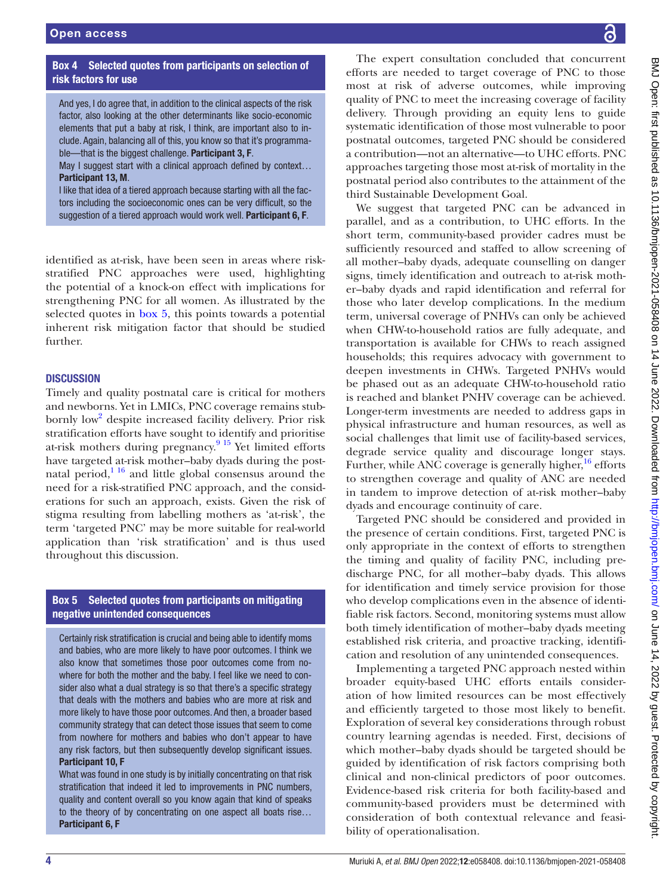**Box 4 Selected quotes from participants on selection of risk factors for use**

And yes, I do agree that, in addition to the clinical aspects of the risk factor, also looking at the other determinants like socio-economic elements that put a baby at risk, I think, are important also to include. Again, balancing all of this, you know so that it's programmable—that is the biggest challenge. **Participant 3, F**.

May I suggest start with a clinical approach defined by context… **Participant 13, M**.

I like that idea of a tiered approach because starting with all the factors including the socioeconomic ones can be very difficult, so the suggestion of a tiered approach would work well. **Participant 6, F**.

identified as at-risk, have been seen in areas where risk-stratified PNC approaches were used, highlighting the potential of a knock-on effect with implications for strengthening PNC for all women. As illustrated by the selected quotes in box 5, this points towards a potential inherent risk mitigation factor that should be studied further.

## DISCUSSION

Timely and quality postnatal care is critical for mothers and newborns. Yet in LMICs, PNC coverage remains stubbornly low[2] despite increased facility delivery. Prior risk stratification efforts have sought to identify and prioritise at-risk mothers during pregnancy.[9,15] Yet limited efforts have targeted at-risk mother–baby dyads during the postnatal period,[1,16] and little global consensus around the need for a risk-stratified PNC approach, and the considerations for such an approach, exists. Given the risk of stigma resulting from labelling mothers as 'at-risk', the term 'targeted PNC' may be more suitable for real-world application than 'risk stratification' and is thus used throughout this discussion.

**Box 5 Selected quotes from participants on mitigating negative unintended consequences**

Certainly risk stratification is crucial and being able to identify moms and babies, who are more likely to have poor outcomes. I think we also know that sometimes those poor outcomes come from nowhere for both the mother and the baby. I feel like we need to consider also what a dual strategy is so that there's a specific strategy that deals with the mothers and babies who are more at risk and more likely to have those poor outcomes. And then, a broader based community strategy that can detect those issues that seem to come from nowhere for mothers and babies who don't appear to have any risk factors, but then subsequently develop significant issues. **Participant 10, F**

What was found in one study is by initially concentrating on that risk stratification that indeed it led to improvements in PNC numbers, quality and content overall so you know again that kind of speaks to the theory of by concentrating on one aspect all boats rise… **Participant 6, F**

The expert consultation concluded that concurrent efforts are needed to target coverage of PNC to those most at risk of adverse outcomes, while improving quality of PNC to meet the increasing coverage of facility delivery. Through providing an equity lens to guide systematic identification of those most vulnerable to poor postnatal outcomes, targeted PNC should be considered a contribution—not an alternative—to UHC efforts. PNC approaches targeting those most at-risk of mortality in the postnatal period also contributes to the attainment of the third Sustainable Development Goal.

We suggest that targeted PNC can be advanced in parallel, and as a contribution, to UHC efforts. In the short term, community-based provider cadres must be sufficiently resourced and staffed to allow screening of all mother–baby dyads, adequate counselling on danger signs, timely identification and outreach to at-risk mother–baby dyads and rapid identification and referral for those who later develop complications. In the medium term, universal coverage of PNHVs can only be achieved when CHW-to-household ratios are fully adequate, and transportation is available for CHWs to reach assigned households; this requires advocacy with government to deepen investments in CHWs. Targeted PNHVs would be phased out as an adequate CHW-to-household ratio is reached and blanket PNHV coverage can be achieved. Longer-term investments are needed to address gaps in physical infrastructure and human resources, as well as social challenges that limit use of facility-based services, degrade service quality and discourage longer stays. Further, while ANC coverage is generally higher,[16] efforts to strengthen coverage and quality of ANC are needed in tandem to improve detection of at-risk mother–baby dyads and encourage continuity of care.

Targeted PNC should be considered and provided in the presence of certain conditions. First, targeted PNC is only appropriate in the context of efforts to strengthen the timing and quality of facility PNC, including pre-discharge PNC, for all mother–baby dyads. This allows for identification and timely service provision for those who develop complications even in the absence of identifiable risk factors. Second, monitoring systems must allow both timely identification of mother–baby dyads meeting established risk criteria, and proactive tracking, identification and resolution of any unintended consequences.

Implementing a targeted PNC approach nested within broader equity-based UHC efforts entails consideration of how limited resources can be most effectively and efficiently targeted to those most likely to benefit. Exploration of several key considerations through robust country learning agendas is needed. First, decisions of which mother–baby dyads should be targeted should be guided by identification of risk factors comprising both clinical and non-clinical predictors of poor outcomes. Evidence-based risk criteria for both facility-based and community-based providers must be determined with consideration of both contextual relevance and feasibility of operationalisation.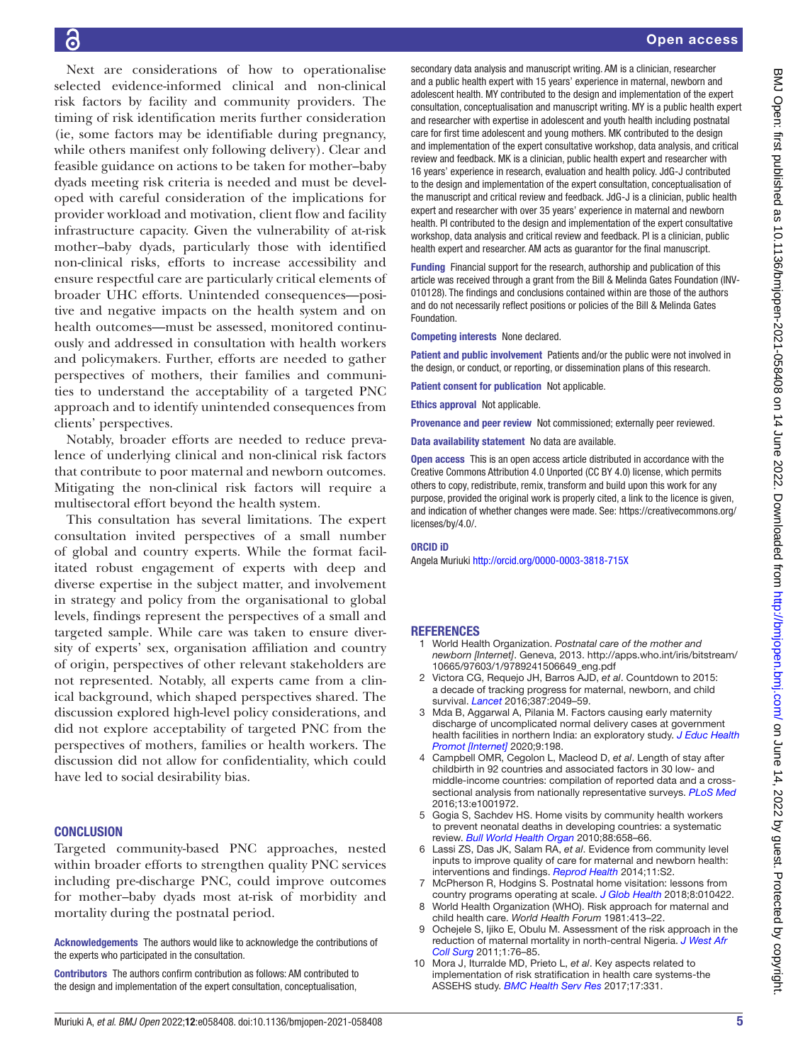Next are considerations of how to operationalise selected evidence-informed clinical and non-clinical risk factors by facility and community providers. The timing of risk identification merits further consideration (ie, some factors may be identifiable during pregnancy, while others manifest only following delivery). Clear and feasible guidance on actions to be taken for mother–baby dyads meeting risk criteria is needed and must be developed with careful consideration of the implications for provider workload and motivation, client flow and facility infrastructure capacity. Given the vulnerability of at-risk mother–baby dyads, particularly those with identified non-clinical risks, efforts to increase accessibility and ensure respectful care are particularly critical elements of broader UHC efforts. Unintended consequences—positive and negative impacts on the health system and on health outcomes—must be assessed, monitored continuously and addressed in consultation with health workers and policymakers. Further, efforts are needed to gather perspectives of mothers, their families and communities to understand the acceptability of a targeted PNC approach and to identify unintended consequences from clients' perspectives.

Notably, broader efforts are needed to reduce prevalence of underlying clinical and non-clinical risk factors that contribute to poor maternal and newborn outcomes. Mitigating the non-clinical risk factors will require a multisectoral effort beyond the health system.

This consultation has several limitations. The expert consultation invited perspectives of a small number of global and country experts. While the format facilitated robust engagement of experts with deep and diverse expertise in the subject matter, and involvement in strategy and policy from the organisational to global levels, findings represent the perspectives of a small and targeted sample. While care was taken to ensure diversity of experts' sex, organisation affiliation and country of origin, perspectives of other relevant stakeholders are not represented. Notably, all experts came from a clinical background, which shaped perspectives shared. The discussion explored high-level policy considerations, and did not explore acceptability of targeted PNC from the perspectives of mothers, families or health workers. The discussion did not allow for confidentiality, which could have led to social desirability bias.

## CONCLUSION

Targeted community-based PNC approaches, nested within broader efforts to strengthen quality PNC services including pre-discharge PNC, could improve outcomes for mother–baby dyads most at-risk of morbidity and mortality during the postnatal period.

**Acknowledgements** The authors would like to acknowledge the contributions of the experts who participated in the consultation.

**Contributors** The authors confirm contribution as follows: AM contributed to the design and implementation of the expert consultation, conceptualisation, secondary data analysis and manuscript writing. AM is a clinician, researcher and a public health expert with 15 years' experience in maternal, newborn and adolescent health. MY contributed to the design and implementation of the expert consultation, conceptualisation and manuscript writing. MY is a public health expert and researcher with expertise in adolescent and youth health including postnatal care for first time adolescent and young mothers. MK contributed to the design and implementation of the expert consultative workshop, data analysis, and critical review and feedback. MK is a clinician, public health expert and researcher with 16 years' experience in research, evaluation and health policy. JdG-J contributed to the design and implementation of the expert consultation, conceptualisation of the manuscript and critical review and feedback. JdG-J is a clinician, public health expert and researcher with over 35 years' experience in maternal and newborn health. PI contributed to the design and implementation of the expert consultative workshop, data analysis and critical review and feedback. PI is a clinician, public health expert and researcher. AM acts as guarantor for the final manuscript.

**Funding** Financial support for the research, authorship and publication of this article was received through a grant from the Bill & Melinda Gates Foundation (INV-010128). The findings and conclusions contained within are those of the authors and do not necessarily reflect positions or policies of the Bill & Melinda Gates Foundation.

**Competing interests** None declared.

**Patient and public involvement** Patients and/or the public were not involved in the design, or conduct, or reporting, or dissemination plans of this research.

**Patient consent for publication** Not applicable.

**Ethics approval** Not applicable.

**Provenance and peer review** Not commissioned; externally peer reviewed.

**Data availability statement** No data are available.

**Open access** This is an open access article distributed in accordance with the Creative Commons Attribution 4.0 Unported (CC BY 4.0) license, which permits others to copy, redistribute, remix, transform and build upon this work for any purpose, provided the original work is properly cited, a link to the licence is given, and indication of whether changes were made. See: https://creativecommons.org/licenses/by/4.0/.

**ORCID iD**

Angela Muriuki http://orcid.org/0000-0003-3818-715X

## REFERENCES

1. World Health Organization. *Postnatal care of the mother and newborn [Internet]*. Geneva, 2013. http://apps.who.int/iris/bitstream/10665/97603/1/9789241506649_eng.pdf
2. Victora CG, Requejo JH, Barros AJD, *et al*. Countdown to 2015: a decade of tracking progress for maternal, newborn, and child survival. *Lancet* 2016;387:2049–59.
3. Mda B, Aggarwal A, Pilania M. Factors causing early maternity discharge of uncomplicated normal delivery cases at government health facilities in northern India: an exploratory study. *J Educ Health Promot [Internet]* 2020;9:198.
4. Campbell OMR, Cegolon L, Macleod D, *et al*. Length of stay after childbirth in 92 countries and associated factors in 30 low- and middle-income countries: compilation of reported data and a cross-sectional analysis from nationally representative surveys. *PLoS Med* 2016;13:e1001972.
5. Gogia S, Sachdev HS. Home visits by community health workers to prevent neonatal deaths in developing countries: a systematic review. *Bull World Health Organ* 2010;88:658–66.
6. Lassi ZS, Das JK, Salam RA, *et al*. Evidence from community level inputs to improve quality of care for maternal and newborn health: interventions and findings. *Reprod Health* 2014;11:S2.
7. McPherson R, Hodgins S. Postnatal home visitation: lessons from country programs operating at scale. *J Glob Health* 2018;8:010422.
8. World Health Organization (WHO). Risk approach for maternal and child health care. *World Health Forum* 1981:413–22.
9. Ochejele S, Ijiko E, Obulu M. Assessment of the risk approach in the reduction of maternal mortality in north-central Nigeria. *J West Afr Coll Surg* 2011;1:76–85.
10. Mora J, Iturralde MD, Prieto L, *et al*. Key aspects related to implementation of risk stratification in health care systems-the ASSEHS study. *BMC Health Serv Res* 2017;17:331.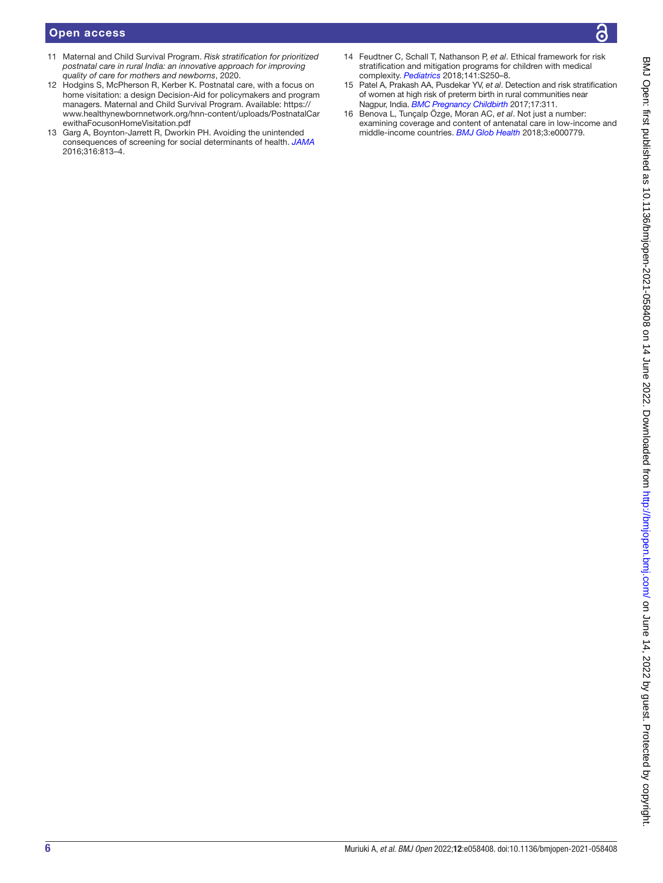11 Maternal and Child Survival Program. *Risk stratification for prioritized postnatal care in rural India: an innovative approach for improving quality of care for mothers and newborns*, 2020.
12 Hodgins S, McPherson R, Kerber K. Postnatal care, with a focus on home visitation: a design Decision-Aid for policymakers and program managers. Maternal and Child Survival Program. Available: https://www.healthynewbornnetwork.org/hnn-content/uploads/PostnatalCarewithaFocusonHomeVisitation.pdf
13 Garg A, Boynton-Jarrett R, Dworkin PH. Avoiding the unintended consequences of screening for social determinants of health. *JAMA* 2016;316:813–4.
14 Feudtner C, Schall T, Nathanson P, *et al*. Ethical framework for risk stratification and mitigation programs for children with medical complexity. *Pediatrics* 2018;141:S250–8.
15 Patel A, Prakash AA, Pusdekar YV, *et al*. Detection and risk stratification of women at high risk of preterm birth in rural communities near Nagpur, India. *BMC Pregnancy Childbirth* 2017;17:311.
16 Benova L, Tunçalp Özge, Moran AC, *et al*. Not just a number: examining coverage and content of antenatal care in low-income and middle-income countries. *BMJ Glob Health* 2018;3:e000779.